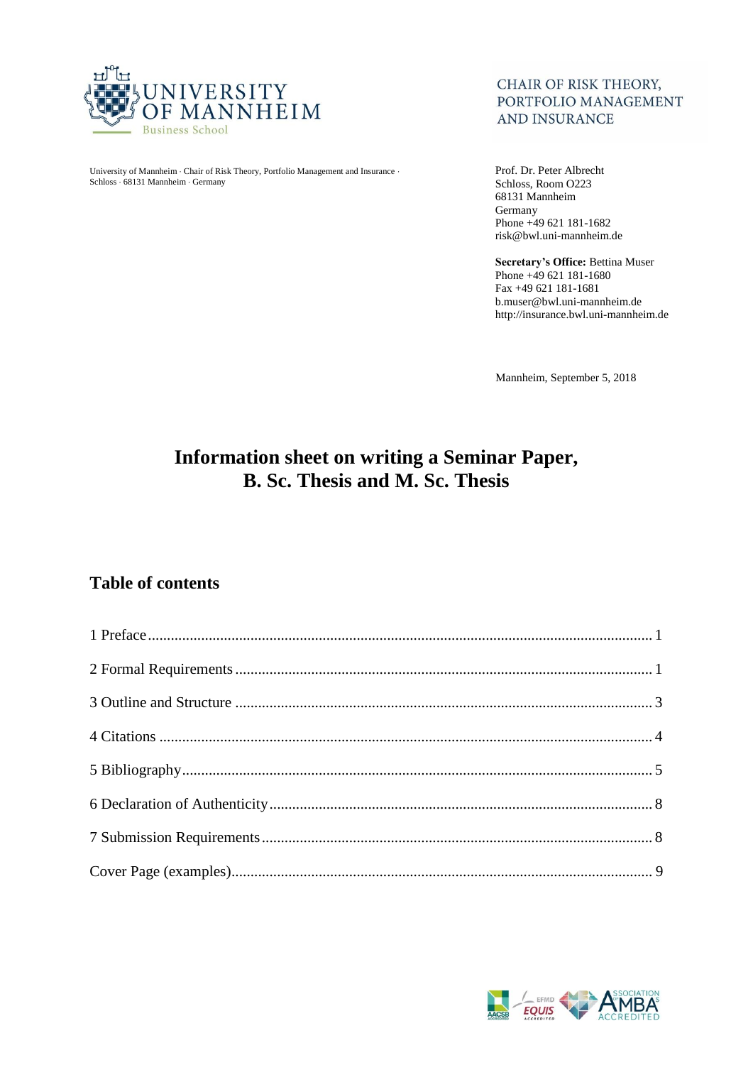UNIVERSITY OF MANNHEIM
Business School

CHAIR OF RISK THEORY, PORTFOLIO MANAGEMENT AND INSURANCE

University of Mannheim · Chair of Risk Theory, Portfolio Management and Insurance · Schloss · 68131 Mannheim · Germany

Prof. Dr. Peter Albrecht
Schloss, Room O223
68131 Mannheim
Germany
Phone +49 621 181-1682
risk@bwl.uni-mannheim.de

**Secretary's Office:** Bettina Muser
Phone +49 621 181-1680
Fax +49 621 181-1681
b.muser@bwl.uni-mannheim.de
http://insurance.bwl.uni-mannheim.de

Mannheim, September 5, 2018

# Information sheet on writing a Seminar Paper, B. Sc. Thesis and M. Sc. Thesis

## Table of contents

1 Preface ..... 1

2 Formal Requirements ..... 1

3 Outline and Structure ..... 3

4 Citations ..... 4

5 Bibliography ..... 5

6 Declaration of Authenticity ..... 8

7 Submission Requirements ..... 8

Cover Page (examples) ..... 9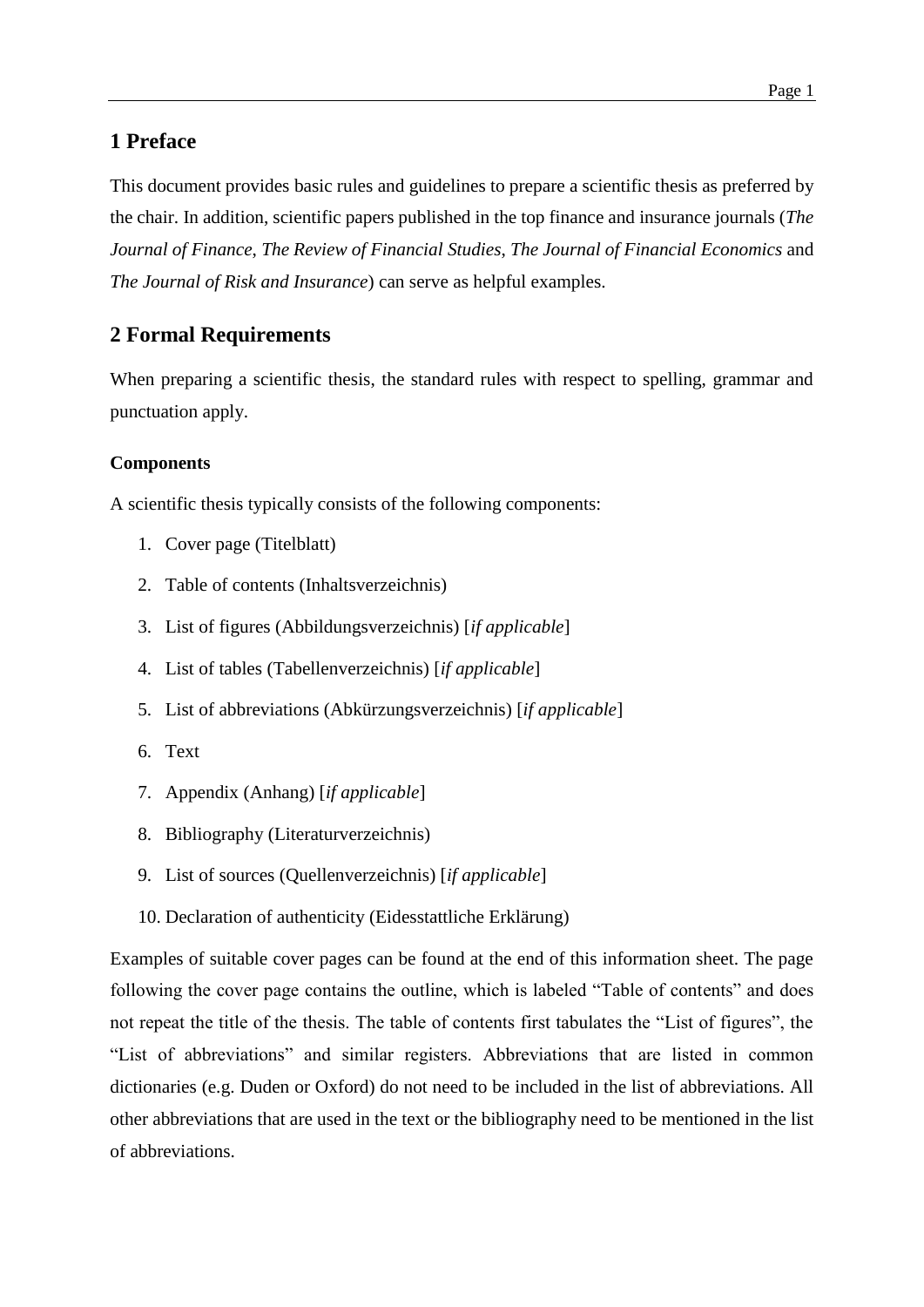# 1 Preface

This document provides basic rules and guidelines to prepare a scientific thesis as preferred by the chair. In addition, scientific papers published in the top finance and insurance journals (*The Journal of Finance*, *The Review of Financial Studies*, *The Journal of Financial Economics* and *The Journal of Risk and Insurance*) can serve as helpful examples.

# 2 Formal Requirements

When preparing a scientific thesis, the standard rules with respect to spelling, grammar and punctuation apply.

### Components

A scientific thesis typically consists of the following components:

1. Cover page (Titelblatt)
2. Table of contents (Inhaltsverzeichnis)
3. List of figures (Abbildungsverzeichnis) [*if applicable*]
4. List of tables (Tabellenverzeichnis) [*if applicable*]
5. List of abbreviations (Abkürzungsverzeichnis) [*if applicable*]
6. Text
7. Appendix (Anhang) [*if applicable*]
8. Bibliography (Literaturverzeichnis)
9. List of sources (Quellenverzeichnis) [*if applicable*]
10. Declaration of authenticity (Eidesstattliche Erklärung)

Examples of suitable cover pages can be found at the end of this information sheet. The page following the cover page contains the outline, which is labeled "Table of contents" and does not repeat the title of the thesis. The table of contents first tabulates the "List of figures", the "List of abbreviations" and similar registers. Abbreviations that are listed in common dictionaries (e.g. Duden or Oxford) do not need to be included in the list of abbreviations. All other abbreviations that are used in the text or the bibliography need to be mentioned in the list of abbreviations.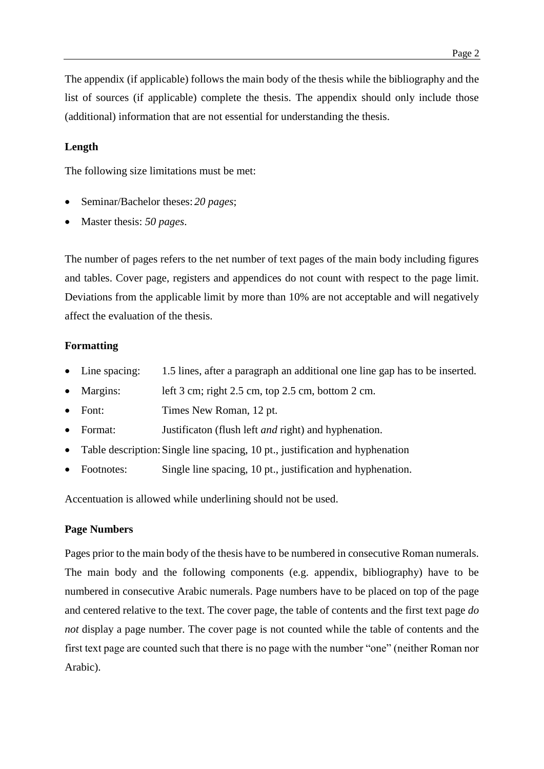The appendix (if applicable) follows the main body of the thesis while the bibliography and the list of sources (if applicable) complete the thesis. The appendix should only include those (additional) information that are not essential for understanding the thesis.

**Length**

The following size limitations must be met:

- Seminar/Bachelor theses: *20 pages*;
- Master thesis: *50 pages*.

The number of pages refers to the net number of text pages of the main body including figures and tables. Cover page, registers and appendices do not count with respect to the page limit. Deviations from the applicable limit by more than 10% are not acceptable and will negatively affect the evaluation of the thesis.

**Formatting**

- Line spacing: 1.5 lines, after a paragraph an additional one line gap has to be inserted.
- Margins: left 3 cm; right 2.5 cm, top 2.5 cm, bottom 2 cm.
- Font: Times New Roman, 12 pt.
- Format: Justificaton (flush left *and* right) and hyphenation.
- Table description: Single line spacing, 10 pt., justification and hyphenation
- Footnotes: Single line spacing, 10 pt., justification and hyphenation.

Accentuation is allowed while underlining should not be used.

**Page Numbers**

Pages prior to the main body of the thesis have to be numbered in consecutive Roman numerals. The main body and the following components (e.g. appendix, bibliography) have to be numbered in consecutive Arabic numerals. Page numbers have to be placed on top of the page and centered relative to the text. The cover page, the table of contents and the first text page *do not* display a page number. The cover page is not counted while the table of contents and the first text page are counted such that there is no page with the number "one" (neither Roman nor Arabic).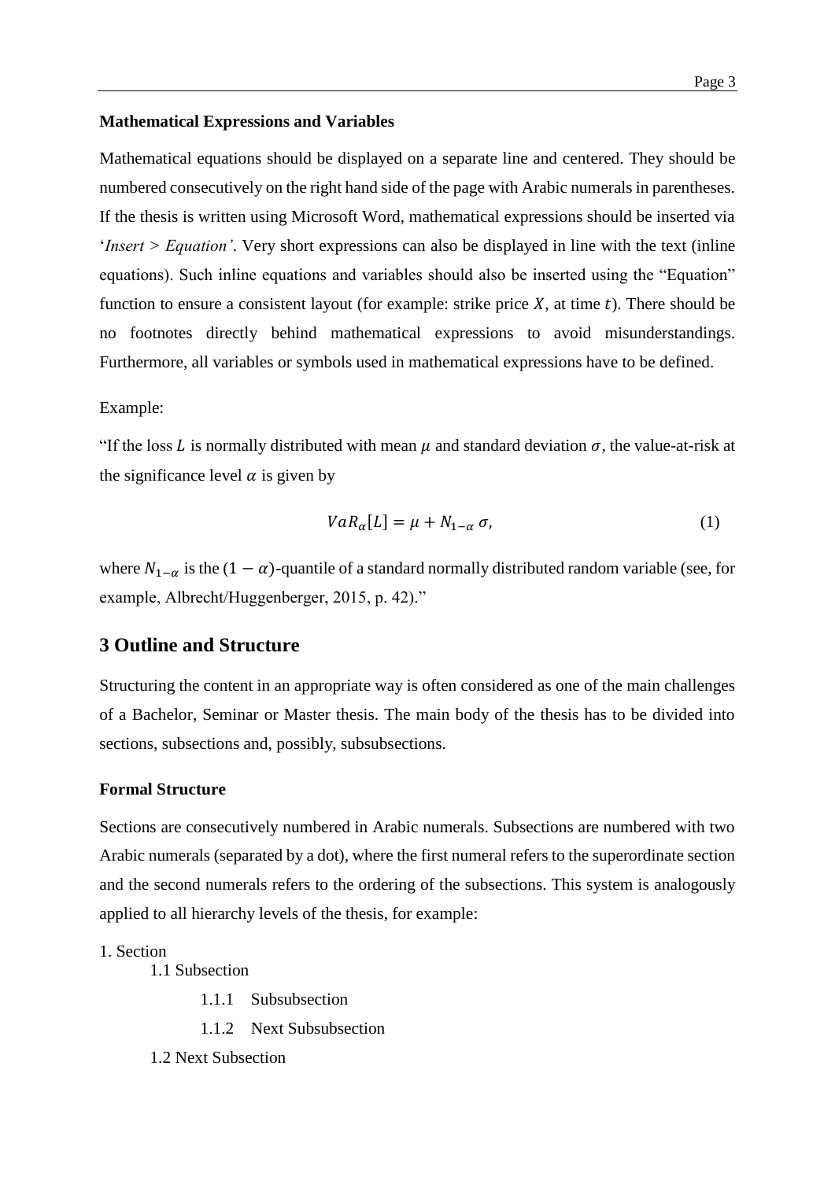**Mathematical Expressions and Variables**

Mathematical equations should be displayed on a separate line and centered. They should be numbered consecutively on the right hand side of the page with Arabic numerals in parentheses. If the thesis is written using Microsoft Word, mathematical expressions should be inserted via '*Insert > Equation'*. Very short expressions can also be displayed in line with the text (inline equations). Such inline equations and variables should also be inserted using the "Equation" function to ensure a consistent layout (for example: strike price $X$, at time $t$). There should be no footnotes directly behind mathematical expressions to avoid misunderstandings. Furthermore, all variables or symbols used in mathematical expressions have to be defined.

Example:

"If the loss $L$ is normally distributed with mean $\mu$ and standard deviation $\sigma$, the value-at-risk at the significance level $\alpha$ is given by

$$VaR_{\alpha}[L] = \mu + N_{1-\alpha}\,\sigma, \tag{1}$$

where $N_{1-\alpha}$ is the $(1-\alpha)$-quantile of a standard normally distributed random variable (see, for example, Albrecht/Huggenberger, 2015, p. 42)."

## 3 Outline and Structure

Structuring the content in an appropriate way is often considered as one of the main challenges of a Bachelor, Seminar or Master thesis. The main body of the thesis has to be divided into sections, subsections and, possibly, subsubsections.

**Formal Structure**

Sections are consecutively numbered in Arabic numerals. Subsections are numbered with two Arabic numerals (separated by a dot), where the first numeral refers to the superordinate section and the second numerals refers to the ordering of the subsections. This system is analogously applied to all hierarchy levels of the thesis, for example:

1. Section
    - 1.1 Subsection
        - 1.1.1 Subsubsection
        - 1.1.2 Next Subsubsection
    - 1.2 Next Subsection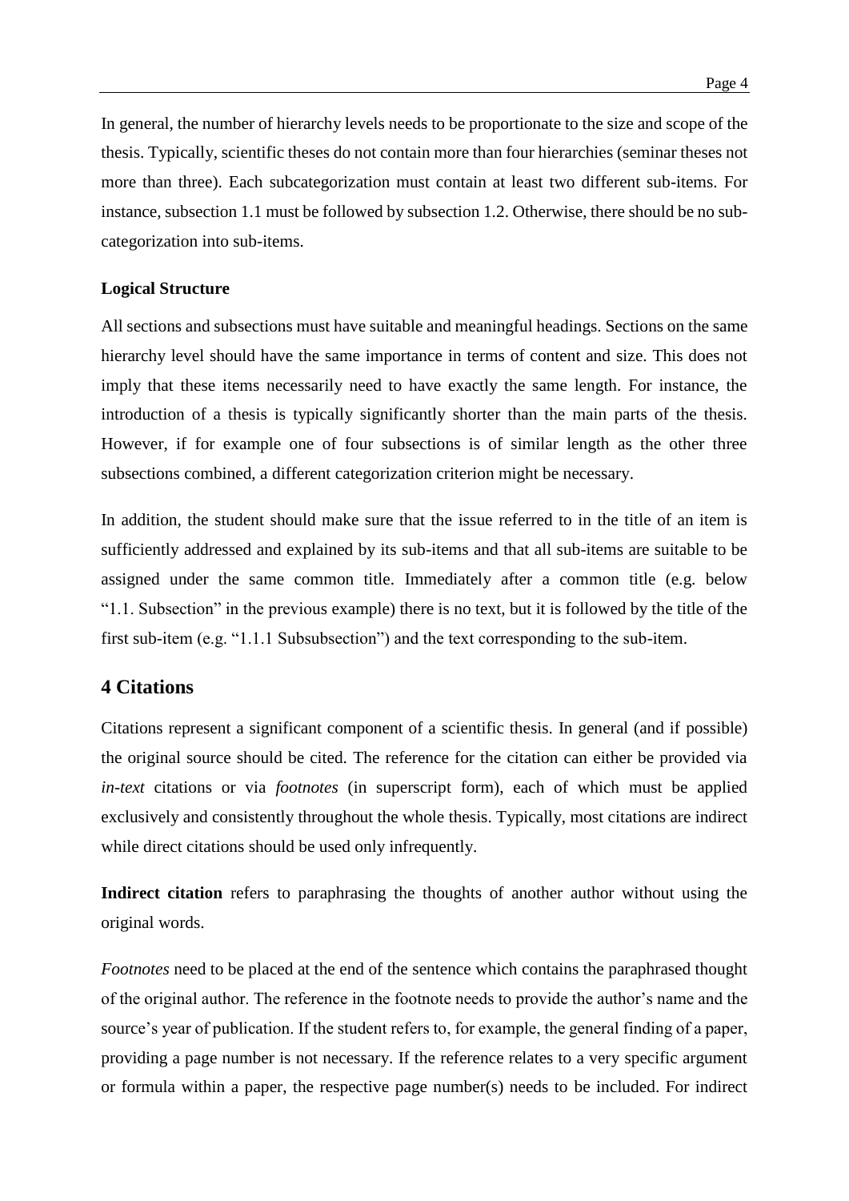In general, the number of hierarchy levels needs to be proportionate to the size and scope of the thesis. Typically, scientific theses do not contain more than four hierarchies (seminar theses not more than three). Each subcategorization must contain at least two different sub-items. For instance, subsection 1.1 must be followed by subsection 1.2. Otherwise, there should be no sub-categorization into sub-items.

**Logical Structure**

All sections and subsections must have suitable and meaningful headings. Sections on the same hierarchy level should have the same importance in terms of content and size. This does not imply that these items necessarily need to have exactly the same length. For instance, the introduction of a thesis is typically significantly shorter than the main parts of the thesis. However, if for example one of four subsections is of similar length as the other three subsections combined, a different categorization criterion might be necessary.

In addition, the student should make sure that the issue referred to in the title of an item is sufficiently addressed and explained by its sub-items and that all sub-items are suitable to be assigned under the same common title. Immediately after a common title (e.g. below "1.1. Subsection" in the previous example) there is no text, but it is followed by the title of the first sub-item (e.g. "1.1.1 Subsubsection") and the text corresponding to the sub-item.

## 4 Citations

Citations represent a significant component of a scientific thesis. In general (and if possible) the original source should be cited. The reference for the citation can either be provided via *in-text* citations or via *footnotes* (in superscript form), each of which must be applied exclusively and consistently throughout the whole thesis. Typically, most citations are indirect while direct citations should be used only infrequently.

**Indirect citation** refers to paraphrasing the thoughts of another author without using the original words.

*Footnotes* need to be placed at the end of the sentence which contains the paraphrased thought of the original author. The reference in the footnote needs to provide the author's name and the source's year of publication. If the student refers to, for example, the general finding of a paper, providing a page number is not necessary. If the reference relates to a very specific argument or formula within a paper, the respective page number(s) needs to be included. For indirect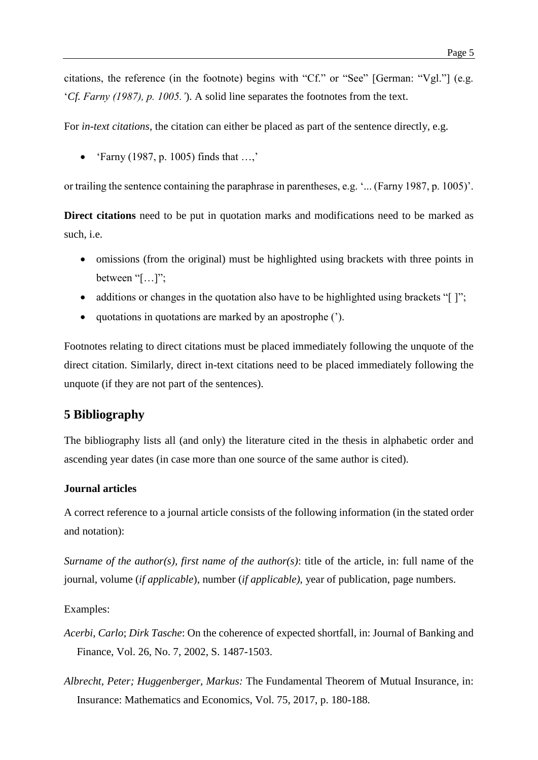citations, the reference (in the footnote) begins with "Cf." or "See" [German: "Vgl."] (e.g. '*Cf. Farny (1987), p. 1005.*'). A solid line separates the footnotes from the text.

For *in-text citations*, the citation can either be placed as part of the sentence directly, e.g.

- 'Farny (1987, p. 1005) finds that …,'

or trailing the sentence containing the paraphrase in parentheses, e.g. '... (Farny 1987, p. 1005)'.

**Direct citations** need to be put in quotation marks and modifications need to be marked as such, i.e.

- omissions (from the original) must be highlighted using brackets with three points in between "[…]";
- additions or changes in the quotation also have to be highlighted using brackets "[ ]";
- quotations in quotations are marked by an apostrophe (').

Footnotes relating to direct citations must be placed immediately following the unquote of the direct citation. Similarly, direct in-text citations need to be placed immediately following the unquote (if they are not part of the sentences).

## 5 Bibliography

The bibliography lists all (and only) the literature cited in the thesis in alphabetic order and ascending year dates (in case more than one source of the same author is cited).

**Journal articles**

A correct reference to a journal article consists of the following information (in the stated order and notation):

*Surname of the author(s), first name of the author(s)*: title of the article, in: full name of the journal, volume (*if applicable*), number (*if applicable)*, year of publication, page numbers.

Examples:

*Acerbi, Carlo*; *Dirk Tasche*: On the coherence of expected shortfall, in: Journal of Banking and Finance, Vol. 26, No. 7, 2002, S. 1487-1503.

*Albrecht, Peter; Huggenberger, Markus:* The Fundamental Theorem of Mutual Insurance, in: Insurance: Mathematics and Economics, Vol. 75, 2017, p. 180-188.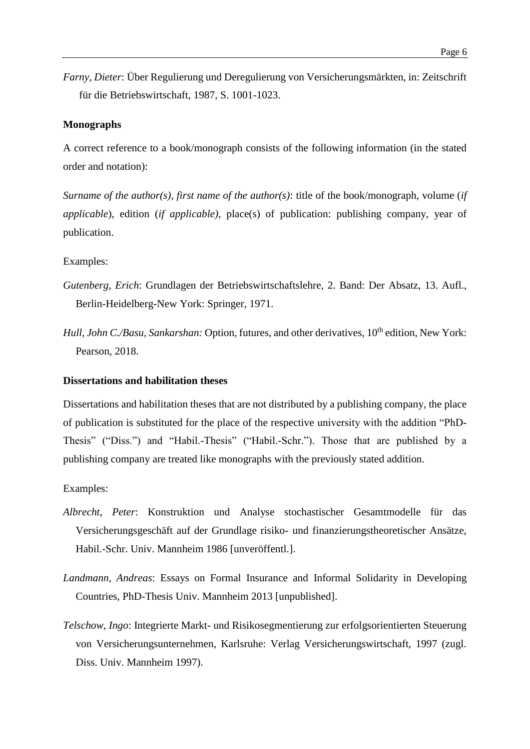*Farny, Dieter*: Über Regulierung und Deregulierung von Versicherungsmärkten, in: Zeitschrift für die Betriebswirtschaft, 1987, S. 1001-1023.

**Monographs**

A correct reference to a book/monograph consists of the following information (in the stated order and notation):

*Surname of the author(s), first name of the author(s)*: title of the book/monograph, volume (*if applicable*), edition (*if applicable)*, place(s) of publication: publishing company, year of publication.

Examples:

*Gutenberg, Erich*: Grundlagen der Betriebswirtschaftslehre, 2. Band: Der Absatz, 13. Aufl., Berlin-Heidelberg-New York: Springer, 1971.

*Hull, John C./Basu, Sankarshan:* Option, futures, and other derivatives, 10th edition, New York: Pearson, 2018.

**Dissertations and habilitation theses**

Dissertations and habilitation theses that are not distributed by a publishing company, the place of publication is substituted for the place of the respective university with the addition "PhD-Thesis" ("Diss.") and "Habil.-Thesis" ("Habil.-Schr."). Those that are published by a publishing company are treated like monographs with the previously stated addition.

Examples:

*Albrecht, Peter*: Konstruktion und Analyse stochastischer Gesamtmodelle für das Versicherungsgeschäft auf der Grundlage risiko- und finanzierungstheoretischer Ansätze, Habil.-Schr. Univ. Mannheim 1986 [unveröffentl.].

*Landmann, Andreas*: Essays on Formal Insurance and Informal Solidarity in Developing Countries, PhD-Thesis Univ. Mannheim 2013 [unpublished].

*Telschow, Ingo*: Integrierte Markt- und Risikosegmentierung zur erfolgsorientierten Steuerung von Versicherungsunternehmen, Karlsruhe: Verlag Versicherungswirtschaft, 1997 (zugl. Diss. Univ. Mannheim 1997).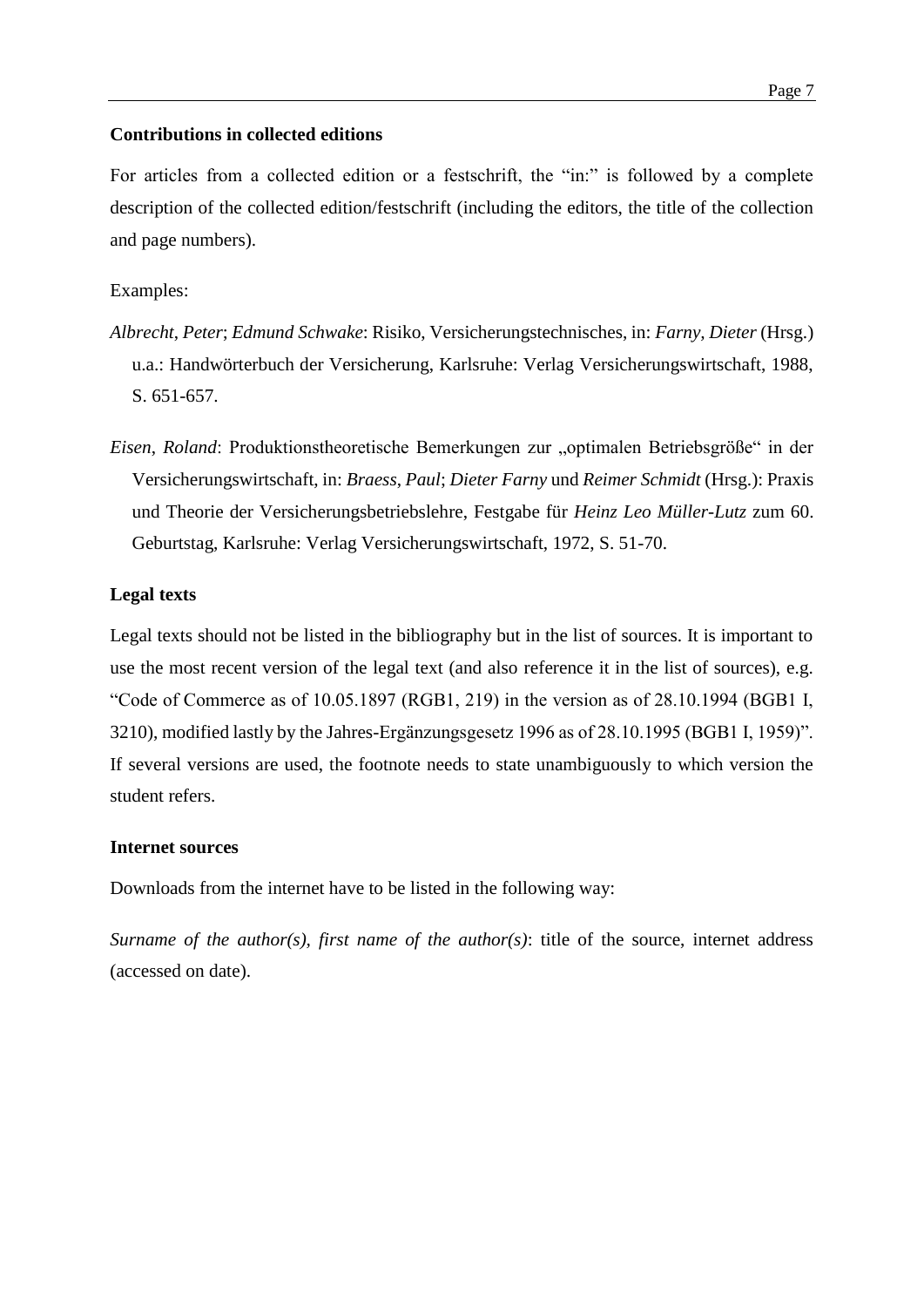### Contributions in collected editions

For articles from a collected edition or a festschrift, the "in:" is followed by a complete description of the collected edition/festschrift (including the editors, the title of the collection and page numbers).

Examples:

*Albrecht*, *Peter*; *Edmund Schwake*: Risiko, Versicherungstechnisches, in: *Farny, Dieter* (Hrsg.) u.a.: Handwörterbuch der Versicherung, Karlsruhe: Verlag Versicherungswirtschaft, 1988, S. 651-657.

*Eisen*, *Roland*: Produktionstheoretische Bemerkungen zur „optimalen Betriebsgröße" in der Versicherungswirtschaft, in: *Braess, Paul*; *Dieter Farny* und *Reimer Schmidt* (Hrsg.): Praxis und Theorie der Versicherungsbetriebslehre, Festgabe für *Heinz Leo Müller-Lutz* zum 60. Geburtstag, Karlsruhe: Verlag Versicherungswirtschaft, 1972, S. 51-70.

### Legal texts

Legal texts should not be listed in the bibliography but in the list of sources. It is important to use the most recent version of the legal text (and also reference it in the list of sources), e.g. "Code of Commerce as of 10.05.1897 (RGB1, 219) in the version as of 28.10.1994 (BGB1 I, 3210), modified lastly by the Jahres-Ergänzungsgesetz 1996 as of 28.10.1995 (BGB1 I, 1959)". If several versions are used, the footnote needs to state unambiguously to which version the student refers.

### Internet sources

Downloads from the internet have to be listed in the following way:

*Surname of the author(s), first name of the author(s)*: title of the source, internet address (accessed on date).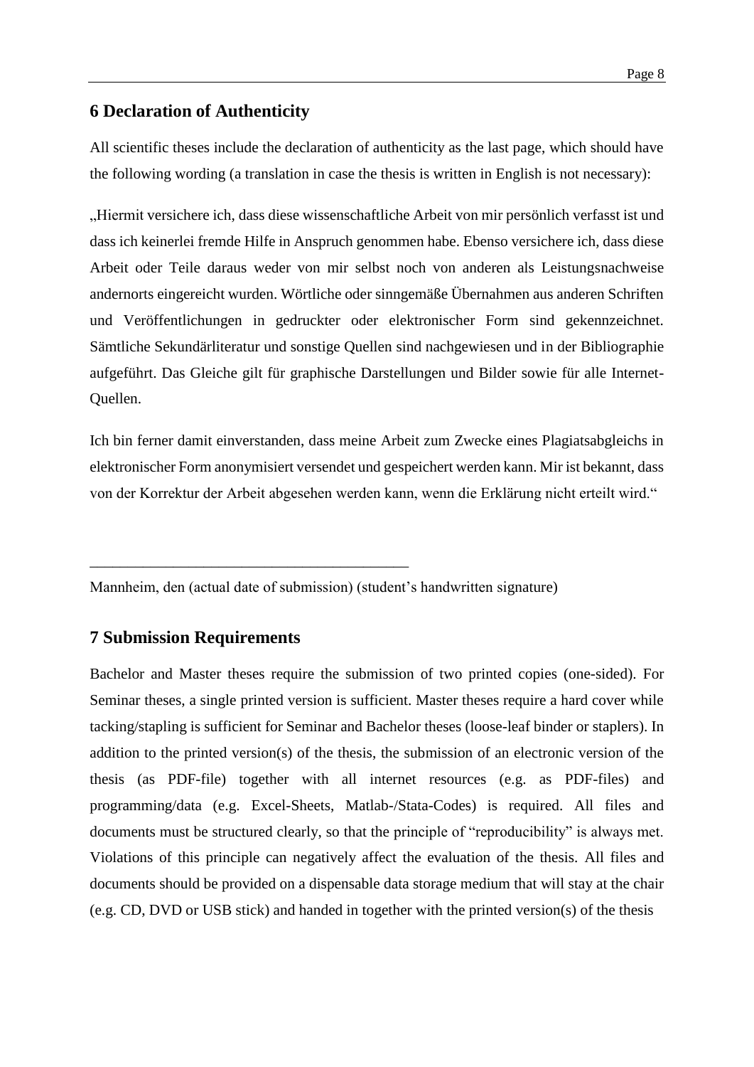## 6 Declaration of Authenticity

All scientific theses include the declaration of authenticity as the last page, which should have the following wording (a translation in case the thesis is written in English is not necessary):

„Hiermit versichere ich, dass diese wissenschaftliche Arbeit von mir persönlich verfasst ist und dass ich keinerlei fremde Hilfe in Anspruch genommen habe. Ebenso versichere ich, dass diese Arbeit oder Teile daraus weder von mir selbst noch von anderen als Leistungsnachweise andernorts eingereicht wurden. Wörtliche oder sinngemäße Übernahmen aus anderen Schriften und Veröffentlichungen in gedruckter oder elektronischer Form sind gekennzeichnet. Sämtliche Sekundärliteratur und sonstige Quellen sind nachgewiesen und in der Bibliographie aufgeführt. Das Gleiche gilt für graphische Darstellungen und Bilder sowie für alle Internet-Quellen.

Ich bin ferner damit einverstanden, dass meine Arbeit zum Zwecke eines Plagiatsabgleichs in elektronischer Form anonymisiert versendet und gespeichert werden kann. Mir ist bekannt, dass von der Korrektur der Arbeit abgesehen werden kann, wenn die Erklärung nicht erteilt wird."

\_\_\_\_\_\_\_\_\_\_\_\_\_\_\_\_\_\_\_\_\_\_\_\_\_\_\_\_\_\_\_\_\_\_\_\_\_\_\_\_\_\_

Mannheim, den (actual date of submission) (student's handwritten signature)

## 7 Submission Requirements

Bachelor and Master theses require the submission of two printed copies (one-sided). For Seminar theses, a single printed version is sufficient. Master theses require a hard cover while tacking/stapling is sufficient for Seminar and Bachelor theses (loose-leaf binder or staplers). In addition to the printed version(s) of the thesis, the submission of an electronic version of the thesis (as PDF-file) together with all internet resources (e.g. as PDF-files) and programming/data (e.g. Excel-Sheets, Matlab-/Stata-Codes) is required. All files and documents must be structured clearly, so that the principle of "reproducibility" is always met. Violations of this principle can negatively affect the evaluation of the thesis. All files and documents should be provided on a dispensable data storage medium that will stay at the chair (e.g. CD, DVD or USB stick) and handed in together with the printed version(s) of the thesis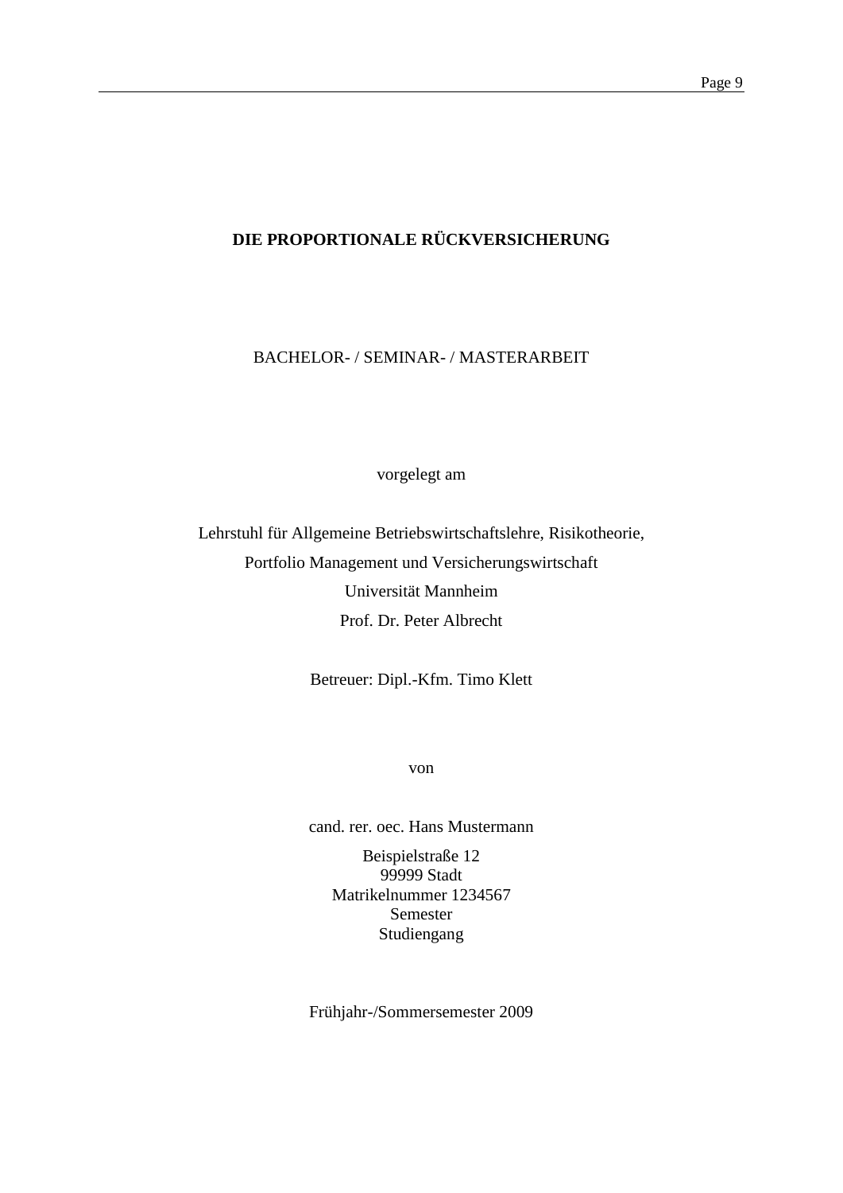**DIE PROPORTIONALE RÜCKVERSICHERUNG**

BACHELOR- / SEMINAR- / MASTERARBEIT

vorgelegt am

Lehrstuhl für Allgemeine Betriebswirtschaftslehre, Risikotheorie,

Portfolio Management und Versicherungswirtschaft

Universität Mannheim

Prof. Dr. Peter Albrecht

Betreuer: Dipl.-Kfm. Timo Klett

von

cand. rer. oec. Hans Mustermann

Beispielstraße 12
99999 Stadt
Matrikelnummer 1234567
Semester
Studiengang

Frühjahr-/Sommersemester 2009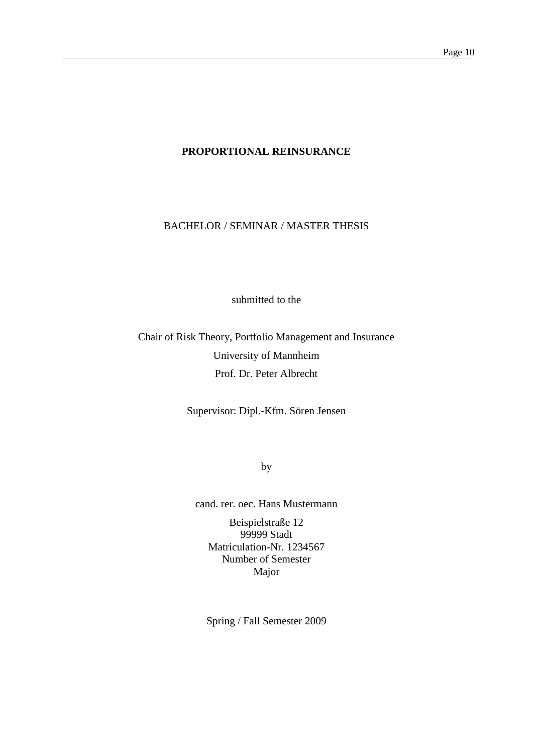**PROPORTIONAL REINSURANCE**

BACHELOR / SEMINAR / MASTER THESIS

submitted to the

Chair of Risk Theory, Portfolio Management and Insurance

University of Mannheim

Prof. Dr. Peter Albrecht

Supervisor: Dipl.-Kfm. Sören Jensen

by

cand. rer. oec. Hans Mustermann

Beispielstraße 12
99999 Stadt
Matriculation-Nr. 1234567
Number of Semester
Major

Spring / Fall Semester 2009